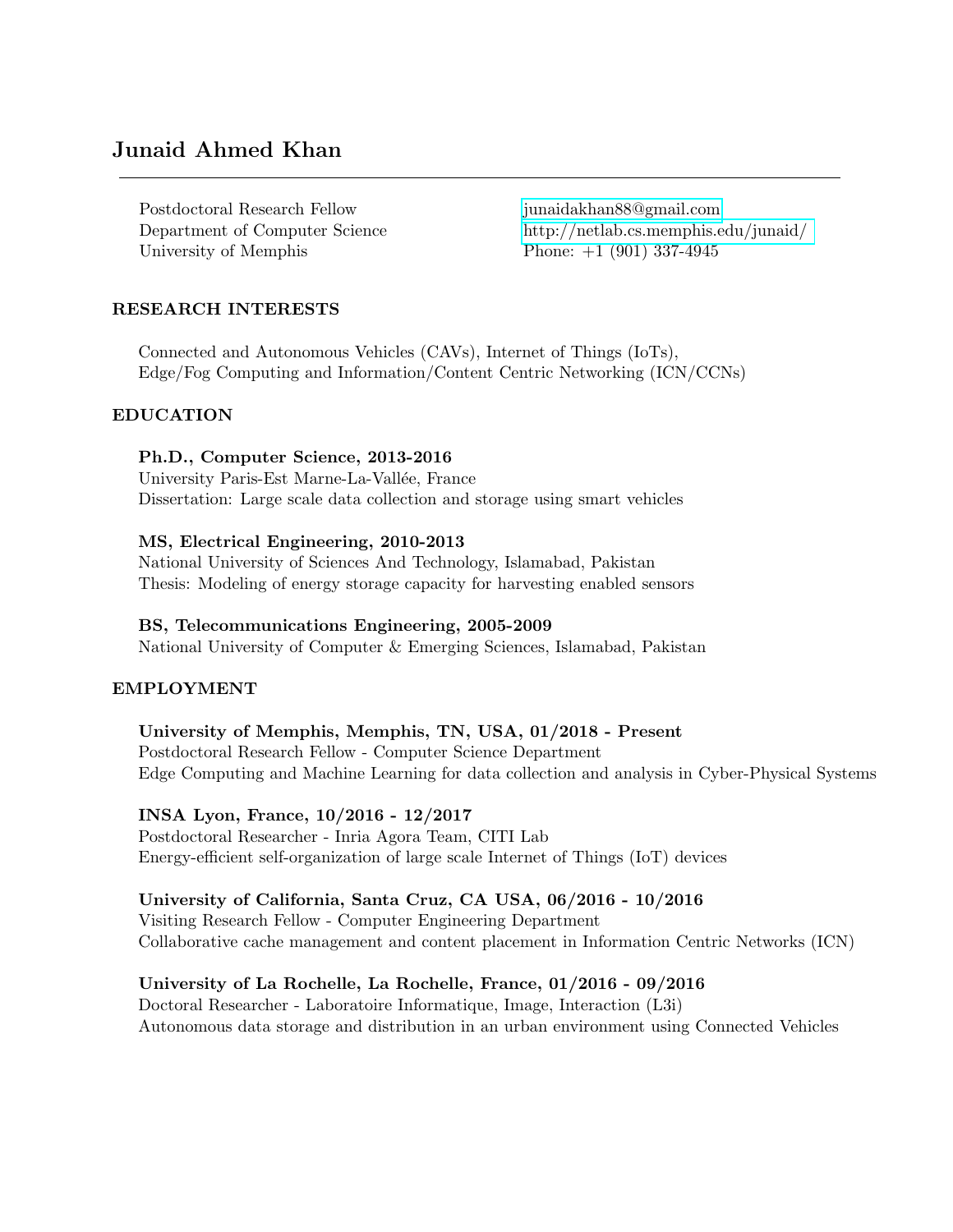# Junaid Ahmed Khan

---

Postdoctoral Research Fellow
Department of Computer Science
University of Memphis

junaidakhan88@gmail.com
http://netlab.cs.memphis.edu/junaid/
Phone: +1 (901) 337-4945

## RESEARCH INTERESTS

Connected and Autonomous Vehicles (CAVs), Internet of Things (IoTs),
Edge/Fog Computing and Information/Content Centric Networking (ICN/CCNs)

## EDUCATION

**Ph.D., Computer Science, 2013-2016**
University Paris-Est Marne-La-Vallée, France
Dissertation: Large scale data collection and storage using smart vehicles

**MS, Electrical Engineering, 2010-2013**
National University of Sciences And Technology, Islamabad, Pakistan
Thesis: Modeling of energy storage capacity for harvesting enabled sensors

**BS, Telecommunications Engineering, 2005-2009**
National University of Computer & Emerging Sciences, Islamabad, Pakistan

## EMPLOYMENT

**University of Memphis, Memphis, TN, USA, 01/2018 - Present**
Postdoctoral Research Fellow - Computer Science Department
Edge Computing and Machine Learning for data collection and analysis in Cyber-Physical Systems

**INSA Lyon, France, 10/2016 - 12/2017**
Postdoctoral Researcher - Inria Agora Team, CITI Lab
Energy-efficient self-organization of large scale Internet of Things (IoT) devices

**University of California, Santa Cruz, CA USA, 06/2016 - 10/2016**
Visiting Research Fellow - Computer Engineering Department
Collaborative cache management and content placement in Information Centric Networks (ICN)

**University of La Rochelle, La Rochelle, France, 01/2016 - 09/2016**
Doctoral Researcher - Laboratoire Informatique, Image, Interaction (L3i)
Autonomous data storage and distribution in an urban environment using Connected Vehicles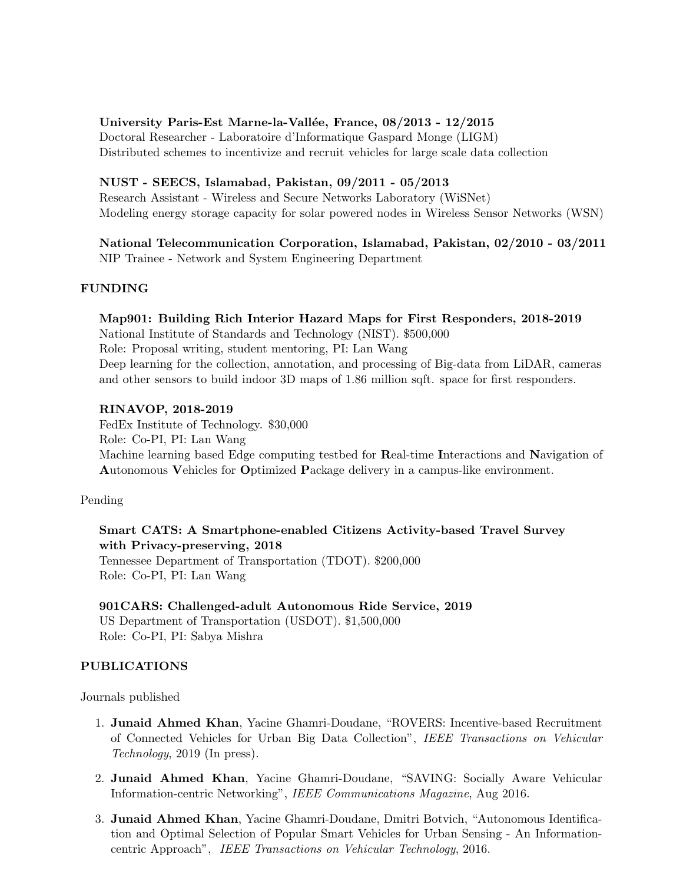**University Paris-Est Marne-la-Vallée, France, 08/2013 - 12/2015**
Doctoral Researcher - Laboratoire d'Informatique Gaspard Monge (LIGM)
Distributed schemes to incentivize and recruit vehicles for large scale data collection

**NUST - SEECS, Islamabad, Pakistan, 09/2011 - 05/2013**
Research Assistant - Wireless and Secure Networks Laboratory (WiSNet)
Modeling energy storage capacity for solar powered nodes in Wireless Sensor Networks (WSN)

**National Telecommunication Corporation, Islamabad, Pakistan, 02/2010 - 03/2011**
NIP Trainee - Network and System Engineering Department

## FUNDING

**Map901: Building Rich Interior Hazard Maps for First Responders, 2018-2019**
National Institute of Standards and Technology (NIST). $500,000
Role: Proposal writing, student mentoring, PI: Lan Wang
Deep learning for the collection, annotation, and processing of Big-data from LiDAR, cameras and other sensors to build indoor 3D maps of 1.86 million sqft. space for first responders.

**RINAVOP, 2018-2019**
FedEx Institute of Technology. $30,000
Role: Co-PI, PI: Lan Wang
Machine learning based Edge computing testbed for **R**eal-time **I**nteractions and **N**avigation of **A**utonomous **V**ehicles for **O**ptimized **P**ackage delivery in a campus-like environment.

Pending

**Smart CATS: A Smartphone-enabled Citizens Activity-based Travel Survey with Privacy-preserving, 2018**
Tennessee Department of Transportation (TDOT). $200,000
Role: Co-PI, PI: Lan Wang

**901CARS: Challenged-adult Autonomous Ride Service, 2019**
US Department of Transportation (USDOT). $1,500,000
Role: Co-PI, PI: Sabya Mishra

## PUBLICATIONS

Journals published

1. **Junaid Ahmed Khan**, Yacine Ghamri-Doudane, "ROVERS: Incentive-based Recruitment of Connected Vehicles for Urban Big Data Collection", *IEEE Transactions on Vehicular Technology*, 2019 (In press).
2. **Junaid Ahmed Khan**, Yacine Ghamri-Doudane, "SAVING: Socially Aware Vehicular Information-centric Networking", *IEEE Communications Magazine*, Aug 2016.
3. **Junaid Ahmed Khan**, Yacine Ghamri-Doudane, Dmitri Botvich, "Autonomous Identification and Optimal Selection of Popular Smart Vehicles for Urban Sensing - An Information-centric Approach", *IEEE Transactions on Vehicular Technology*, 2016.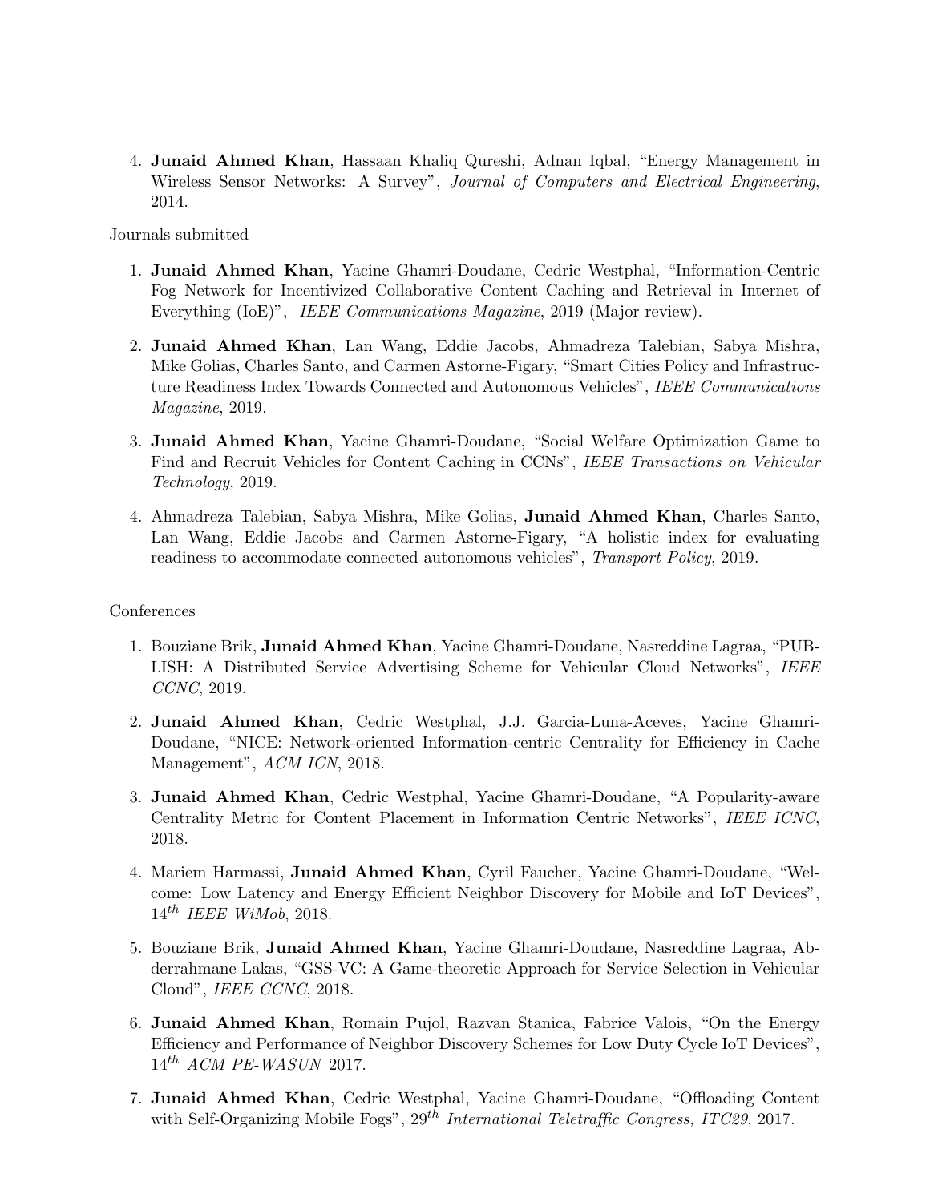4. **Junaid Ahmed Khan**, Hassaan Khaliq Qureshi, Adnan Iqbal, "Energy Management in Wireless Sensor Networks: A Survey", *Journal of Computers and Electrical Engineering*, 2014.

Journals submitted

1. **Junaid Ahmed Khan**, Yacine Ghamri-Doudane, Cedric Westphal, "Information-Centric Fog Network for Incentivized Collaborative Content Caching and Retrieval in Internet of Everything (IoE)", *IEEE Communications Magazine*, 2019 (Major review).

2. **Junaid Ahmed Khan**, Lan Wang, Eddie Jacobs, Ahmadreza Talebian, Sabya Mishra, Mike Golias, Charles Santo, and Carmen Astorne-Figary, "Smart Cities Policy and Infrastructure Readiness Index Towards Connected and Autonomous Vehicles", *IEEE Communications Magazine*, 2019.

3. **Junaid Ahmed Khan**, Yacine Ghamri-Doudane, "Social Welfare Optimization Game to Find and Recruit Vehicles for Content Caching in CCNs", *IEEE Transactions on Vehicular Technology*, 2019.

4. Ahmadreza Talebian, Sabya Mishra, Mike Golias, **Junaid Ahmed Khan**, Charles Santo, Lan Wang, Eddie Jacobs and Carmen Astorne-Figary, "A holistic index for evaluating readiness to accommodate connected autonomous vehicles", *Transport Policy*, 2019.

Conferences

1. Bouziane Brik, **Junaid Ahmed Khan**, Yacine Ghamri-Doudane, Nasreddine Lagraa, "PUBLISH: A Distributed Service Advertising Scheme for Vehicular Cloud Networks", *IEEE CCNC*, 2019.

2. **Junaid Ahmed Khan**, Cedric Westphal, J.J. Garcia-Luna-Aceves, Yacine Ghamri-Doudane, "NICE: Network-oriented Information-centric Centrality for Efficiency in Cache Management", *ACM ICN*, 2018.

3. **Junaid Ahmed Khan**, Cedric Westphal, Yacine Ghamri-Doudane, "A Popularity-aware Centrality Metric for Content Placement in Information Centric Networks", *IEEE ICNC*, 2018.

4. Mariem Harmassi, **Junaid Ahmed Khan**, Cyril Faucher, Yacine Ghamri-Doudane, "Welcome: Low Latency and Energy Efficient Neighbor Discovery for Mobile and IoT Devices", $14^{th}$ *IEEE WiMob*, 2018.

5. Bouziane Brik, **Junaid Ahmed Khan**, Yacine Ghamri-Doudane, Nasreddine Lagraa, Abderrahmane Lakas, "GSS-VC: A Game-theoretic Approach for Service Selection in Vehicular Cloud", *IEEE CCNC*, 2018.

6. **Junaid Ahmed Khan**, Romain Pujol, Razvan Stanica, Fabrice Valois, "On the Energy Efficiency and Performance of Neighbor Discovery Schemes for Low Duty Cycle IoT Devices", $14^{th}$ *ACM PE-WASUN* 2017.

7. **Junaid Ahmed Khan**, Cedric Westphal, Yacine Ghamri-Doudane, "Offloading Content with Self-Organizing Mobile Fogs", $29^{th}$ *International Teletraffic Congress, ITC29*, 2017.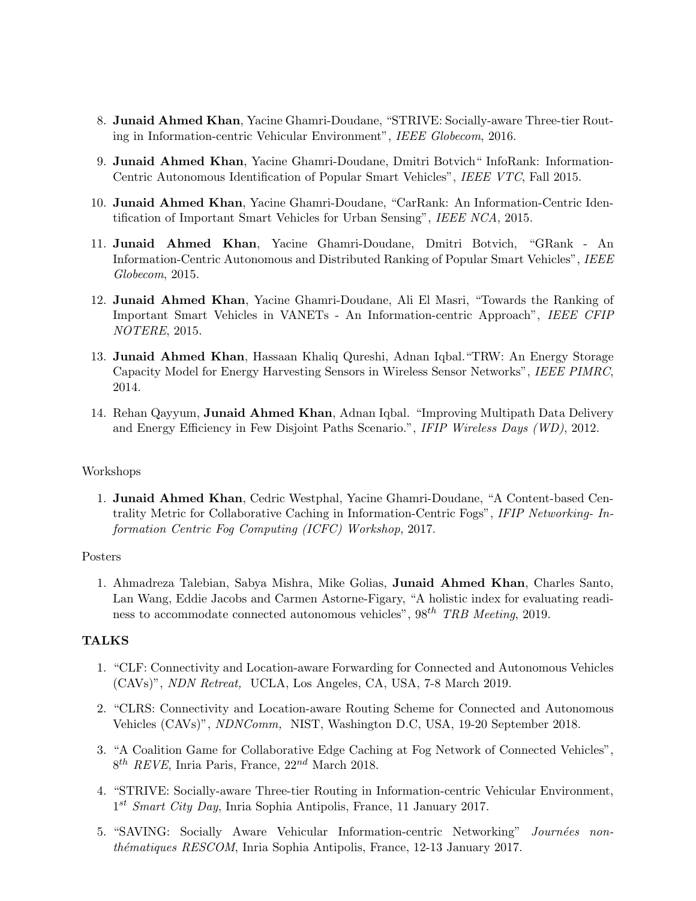8. **Junaid Ahmed Khan**, Yacine Ghamri-Doudane, "STRIVE: Socially-aware Three-tier Routing in Information-centric Vehicular Environment", *IEEE Globecom*, 2016.

9. **Junaid Ahmed Khan**, Yacine Ghamri-Doudane, Dmitri Botvich" InfoRank: Information-Centric Autonomous Identification of Popular Smart Vehicles", *IEEE VTC*, Fall 2015.

10. **Junaid Ahmed Khan**, Yacine Ghamri-Doudane, "CarRank: An Information-Centric Identification of Important Smart Vehicles for Urban Sensing", *IEEE NCA*, 2015.

11. **Junaid Ahmed Khan**, Yacine Ghamri-Doudane, Dmitri Botvich, "GRank - An Information-Centric Autonomous and Distributed Ranking of Popular Smart Vehicles", *IEEE Globecom*, 2015.

12. **Junaid Ahmed Khan**, Yacine Ghamri-Doudane, Ali El Masri, "Towards the Ranking of Important Smart Vehicles in VANETs - An Information-centric Approach", *IEEE CFIP NOTERE*, 2015.

13. **Junaid Ahmed Khan**, Hassaan Khaliq Qureshi, Adnan Iqbal."TRW: An Energy Storage Capacity Model for Energy Harvesting Sensors in Wireless Sensor Networks", *IEEE PIMRC*, 2014.

14. Rehan Qayyum, **Junaid Ahmed Khan**, Adnan Iqbal. "Improving Multipath Data Delivery and Energy Efficiency in Few Disjoint Paths Scenario.", *IFIP Wireless Days (WD)*, 2012.

Workshops

1. **Junaid Ahmed Khan**, Cedric Westphal, Yacine Ghamri-Doudane, "A Content-based Centrality Metric for Collaborative Caching in Information-Centric Fogs", *IFIP Networking- Information Centric Fog Computing (ICFC) Workshop*, 2017.

Posters

1. Ahmadreza Talebian, Sabya Mishra, Mike Golias, **Junaid Ahmed Khan**, Charles Santo, Lan Wang, Eddie Jacobs and Carmen Astorne-Figary, "A holistic index for evaluating readiness to accommodate connected autonomous vehicles", $98^{th}$ *TRB Meeting*, 2019.

## TALKS

1. "CLF: Connectivity and Location-aware Forwarding for Connected and Autonomous Vehicles (CAVs)", *NDN Retreat,* UCLA, Los Angeles, CA, USA, 7-8 March 2019.

2. "CLRS: Connectivity and Location-aware Routing Scheme for Connected and Autonomous Vehicles (CAVs)", *NDNComm,* NIST, Washington D.C, USA, 19-20 September 2018.

3. "A Coalition Game for Collaborative Edge Caching at Fog Network of Connected Vehicles", $8^{th}$ *REVE*, Inria Paris, France, $22^{nd}$ March 2018.

4. "STRIVE: Socially-aware Three-tier Routing in Information-centric Vehicular Environment, $1^{st}$ *Smart City Day*, Inria Sophia Antipolis, France, 11 January 2017.

5. "SAVING: Socially Aware Vehicular Information-centric Networking" *Journées non-thématiques RESCOM*, Inria Sophia Antipolis, France, 12-13 January 2017.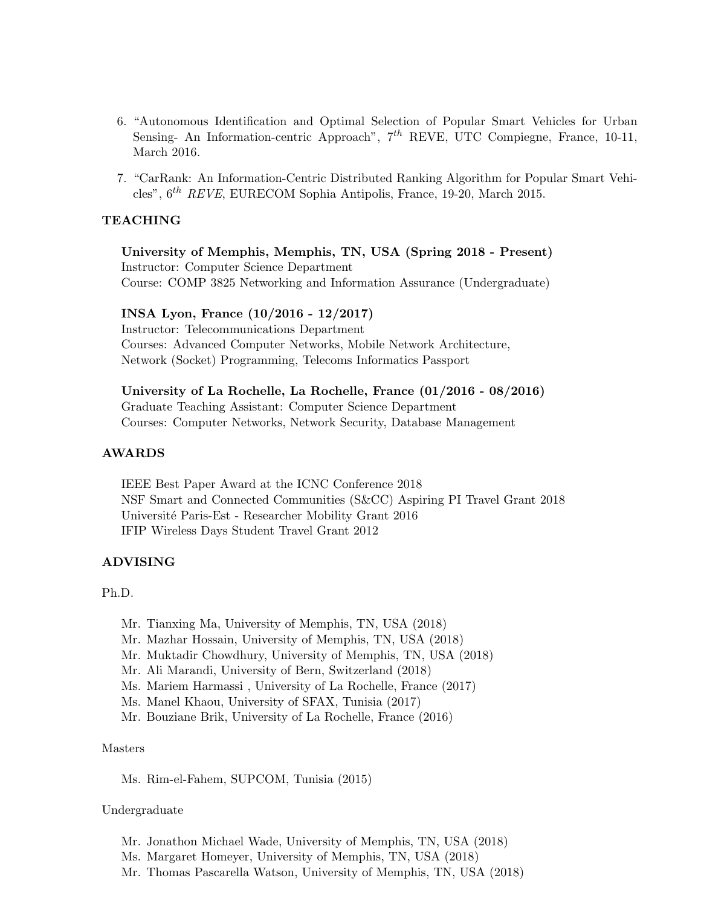6. "Autonomous Identification and Optimal Selection of Popular Smart Vehicles for Urban Sensing- An Information-centric Approach", $7^{th}$ REVE, UTC Compiegne, France, 10-11, March 2016.

7. "CarRank: An Information-Centric Distributed Ranking Algorithm for Popular Smart Vehicles", $6^{th}$ *REVE*, EURECOM Sophia Antipolis, France, 19-20, March 2015.

## TEACHING

**University of Memphis, Memphis, TN, USA (Spring 2018 - Present)**
Instructor: Computer Science Department
Course: COMP 3825 Networking and Information Assurance (Undergraduate)

**INSA Lyon, France (10/2016 - 12/2017)**
Instructor: Telecommunications Department
Courses: Advanced Computer Networks, Mobile Network Architecture, Network (Socket) Programming, Telecoms Informatics Passport

**University of La Rochelle, La Rochelle, France (01/2016 - 08/2016)**
Graduate Teaching Assistant: Computer Science Department
Courses: Computer Networks, Network Security, Database Management

## AWARDS

IEEE Best Paper Award at the ICNC Conference 2018
NSF Smart and Connected Communities (S&CC) Aspiring PI Travel Grant 2018
Université Paris-Est - Researcher Mobility Grant 2016
IFIP Wireless Days Student Travel Grant 2012

## ADVISING

Ph.D.

Mr. Tianxing Ma, University of Memphis, TN, USA (2018)
Mr. Mazhar Hossain, University of Memphis, TN, USA (2018)
Mr. Muktadir Chowdhury, University of Memphis, TN, USA (2018)
Mr. Ali Marandi, University of Bern, Switzerland (2018)
Ms. Mariem Harmassi , University of La Rochelle, France (2017)
Ms. Manel Khaou, University of SFAX, Tunisia (2017)
Mr. Bouziane Brik, University of La Rochelle, France (2016)

Masters

Ms. Rim-el-Fahem, SUPCOM, Tunisia (2015)

Undergraduate

Mr. Jonathon Michael Wade, University of Memphis, TN, USA (2018)
Ms. Margaret Homeyer, University of Memphis, TN, USA (2018)
Mr. Thomas Pascarella Watson, University of Memphis, TN, USA (2018)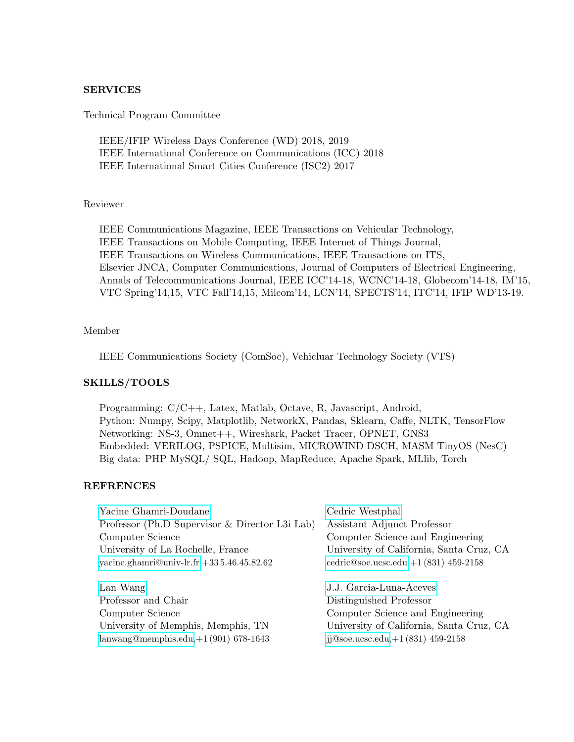## SERVICES

Technical Program Committee

IEEE/IFIP Wireless Days Conference (WD) 2018, 2019
IEEE International Conference on Communications (ICC) 2018
IEEE International Smart Cities Conference (ISC2) 2017

Reviewer

IEEE Communications Magazine, IEEE Transactions on Vehicular Technology,
IEEE Transactions on Mobile Computing, IEEE Internet of Things Journal,
IEEE Transactions on Wireless Communications, IEEE Transactions on ITS,
Elsevier JNCA, Computer Communications, Journal of Computers of Electrical Engineering,
Annals of Telecommunications Journal, IEEE ICC'14-18, WCNC'14-18, Globecom'14-18, IM'15,
VTC Spring'14,15, VTC Fall'14,15, Milcom'14, LCN'14, SPECTS'14, ITC'14, IFIP WD'13-19.

Member

IEEE Communications Society (ComSoc), Vehicluar Technology Society (VTS)

## SKILLS/TOOLS

Programming: C/C++, Latex, Matlab, Octave, R, Javascript, Android,
Python: Numpy, Scipy, Matplotlib, NetworkX, Pandas, Sklearn, Caffe, NLTK, TensorFlow
Networking: NS-3, Omnet++, Wireshark, Packet Tracer, OPNET, GNS3
Embedded: VERILOG, PSPICE, Multisim, MICROWIND DSCH, MASM TinyOS (NesC)
Big data: PHP MySQL/ SQL, Hadoop, MapReduce, Apache Spark, MLlib, Torch

## REFRENCES

Yacine Ghamri-Doudane
Professor (Ph.D Supervisor & Director L3i Lab)
Computer Science
University of La Rochelle, France
yacine.ghamri@univ-lr.fr,+33 5.46.45.82.62

Cedric Westphal
Assistant Adjunct Professor
Computer Science and Engineering
University of California, Santa Cruz, CA
cedric@soe.ucsc.edu,+1 (831) 459-2158

Lan Wang
Professor and Chair
Computer Science
University of Memphis, Memphis, TN
lanwang@memphis.edu,+1 (901) 678-1643

J.J. Garcia-Luna-Aceves
Distinguished Professor
Computer Science and Engineering
University of California, Santa Cruz, CA
jj@soe.ucsc.edu,+1 (831) 459-2158